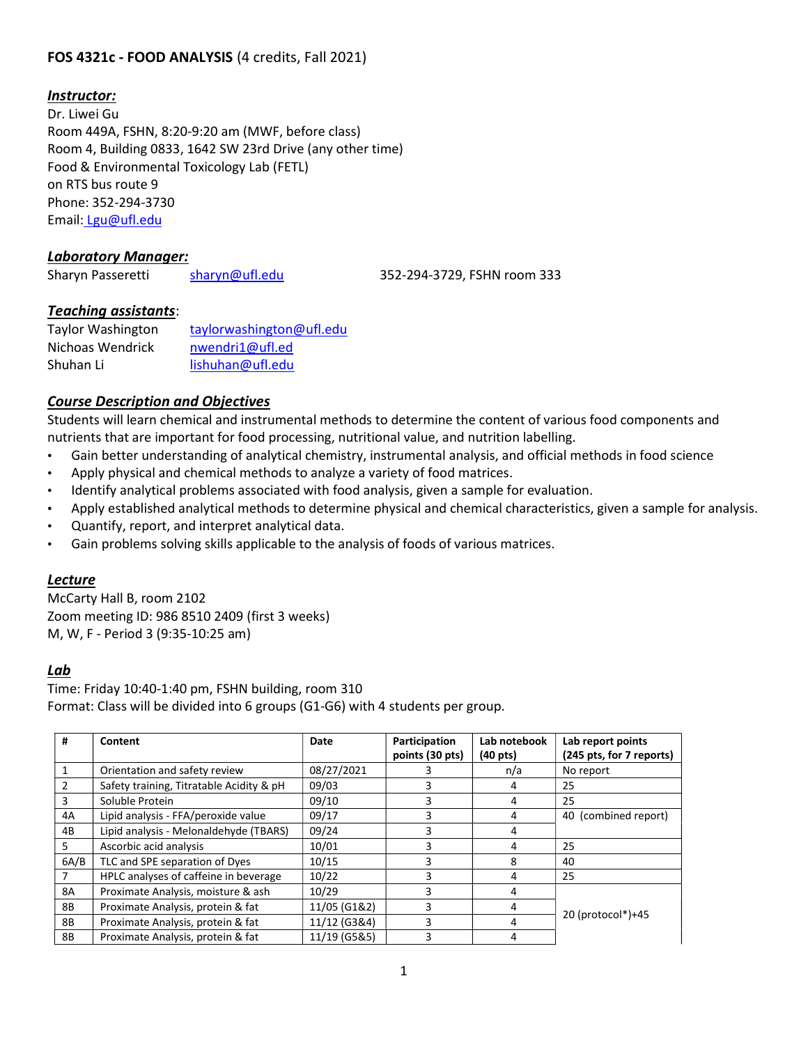**FOS 4321c - FOOD ANALYSIS** (4 credits, Fall 2021)

***Instructor:***

Dr. Liwei Gu
Room 449A, FSHN, 8:20-9:20 am (MWF, before class)
Room 4, Building 0833, 1642 SW 23rd Drive (any other time)
Food & Environmental Toxicology Lab (FETL)
on RTS bus route 9
Phone: 352-294-3730
Email: Lgu@ufl.edu

***Laboratory Manager:***

Sharyn Passeretti sharyn@ufl.edu 352-294-3729, FSHN room 333

***Teaching assistants***:

Taylor Washington taylorwashington@ufl.edu
Nichoas Wendrick nwendri1@ufl.ed
Shuhan Li lishuhan@ufl.edu

***Course Description and Objectives***

Students will learn chemical and instrumental methods to determine the content of various food components and nutrients that are important for food processing, nutritional value, and nutrition labelling.

- Gain better understanding of analytical chemistry, instrumental analysis, and official methods in food science
- Apply physical and chemical methods to analyze a variety of food matrices.
- Identify analytical problems associated with food analysis, given a sample for evaluation.
- Apply established analytical methods to determine physical and chemical characteristics, given a sample for analysis.
- Quantify, report, and interpret analytical data.
- Gain problems solving skills applicable to the analysis of foods of various matrices.

***Lecture***

McCarty Hall B, room 2102
Zoom meeting ID: 986 8510 2409 (first 3 weeks)
M, W, F - Period 3 (9:35-10:25 am)

***Lab***

Time: Friday 10:40-1:40 pm, FSHN building, room 310
Format: Class will be divided into 6 groups (G1-G6) with 4 students per group.

| # | Content | Date | Participation points (30 pts) | Lab notebook (40 pts) | Lab report points (245 pts, for 7 reports) |
|---|---|---|---|---|---|
| 1 | Orientation and safety review | 08/27/2021 | 3 | n/a | No report |
| 2 | Safety training, Titratable Acidity & pH | 09/03 | 3 | 4 | 25 |
| 3 | Soluble Protein | 09/10 | 3 | 4 | 25 |
| 4A | Lipid analysis - FFA/peroxide value | 09/17 | 3 | 4 | 40 (combined report) |
| 4B | Lipid analysis - Melonaldehyde (TBARS) | 09/24 | 3 | 4 | |
| 5 | Ascorbic acid analysis | 10/01 | 3 | 4 | 25 |
| 6A/B | TLC and SPE separation of Dyes | 10/15 | 3 | 8 | 40 |
| 7 | HPLC analyses of caffeine in beverage | 10/22 | 3 | 4 | 25 |
| 8A | Proximate Analysis, moisture & ash | 10/29 | 3 | 4 | 20 (protocol*)+45 |
| 8B | Proximate Analysis, protein & fat | 11/05 (G1&2) | 3 | 4 | |
| 8B | Proximate Analysis, protein & fat | 11/12 (G3&4) | 3 | 4 | |
| 8B | Proximate Analysis, protein & fat | 11/19 (G5&5) | 3 | 4 | |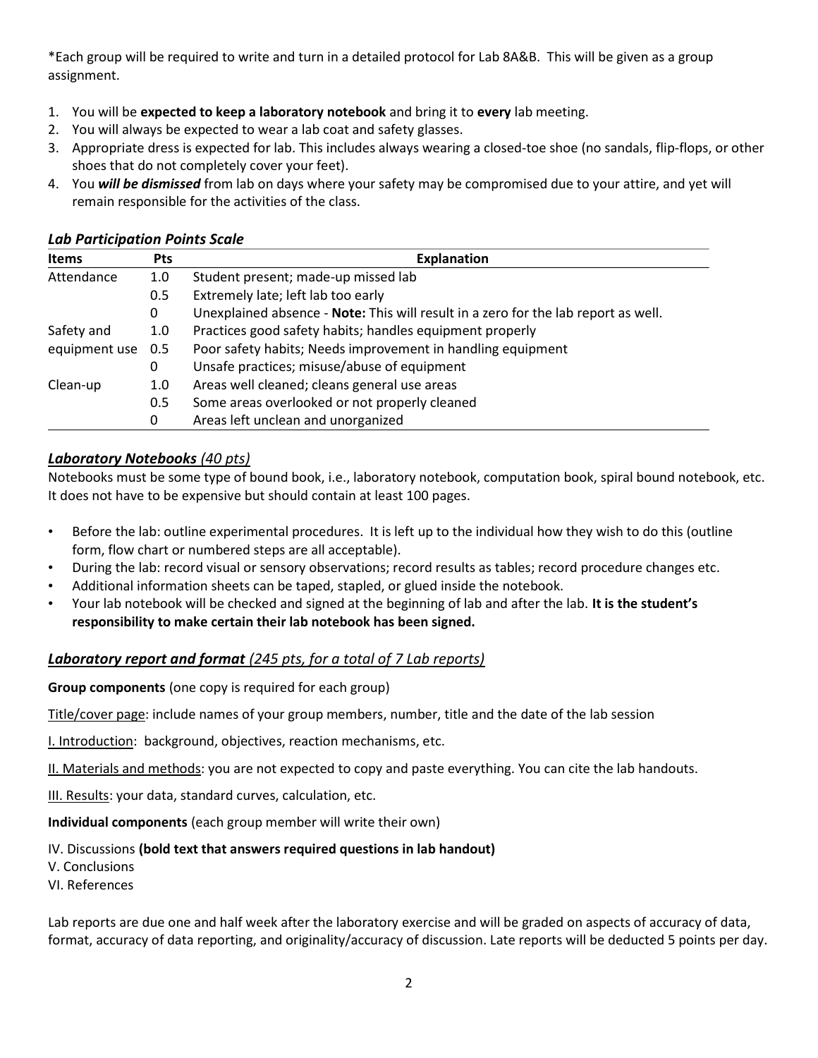*Each group will be required to write and turn in a detailed protocol for Lab 8A&B. This will be given as a group assignment.

1. You will be **expected to keep a laboratory notebook** and bring it to **every** lab meeting.
2. You will always be expected to wear a lab coat and safety glasses.
3. Appropriate dress is expected for lab. This includes always wearing a closed-toe shoe (no sandals, flip-flops, or other shoes that do not completely cover your feet).
4. You ***will be dismissed*** from lab on days where your safety may be compromised due to your attire, and yet will remain responsible for the activities of the class.

### *Lab Participation Points Scale*

| Items | Pts | Explanation |
|---|---|---|
| Attendance | 1.0 | Student present; made-up missed lab |
| | 0.5 | Extremely late; left lab too early |
| | 0 | Unexplained absence - **Note:** This will result in a zero for the lab report as well. |
| Safety and equipment use | 1.0 | Practices good safety habits; handles equipment properly |
| | 0.5 | Poor safety habits; Needs improvement in handling equipment |
| | 0 | Unsafe practices; misuse/abuse of equipment |
| Clean-up | 1.0 | Areas well cleaned; cleans general use areas |
| | 0.5 | Some areas overlooked or not properly cleaned |
| | 0 | Areas left unclean and unorganized |

## ***Laboratory Notebooks*** *(40 pts)*

Notebooks must be some type of bound book, i.e., laboratory notebook, computation book, spiral bound notebook, etc. It does not have to be expensive but should contain at least 100 pages.

- Before the lab: outline experimental procedures. It is left up to the individual how they wish to do this (outline form, flow chart or numbered steps are all acceptable).
- During the lab: record visual or sensory observations; record results as tables; record procedure changes etc.
- Additional information sheets can be taped, stapled, or glued inside the notebook.
- Your lab notebook will be checked and signed at the beginning of lab and after the lab. **It is the student's responsibility to make certain their lab notebook has been signed.**

## ***Laboratory report and format*** *(245 pts, for a total of 7 Lab reports)*

**Group components** (one copy is required for each group)

Title/cover page: include names of your group members, number, title and the date of the lab session

I. Introduction: background, objectives, reaction mechanisms, etc.

II. Materials and methods: you are not expected to copy and paste everything. You can cite the lab handouts.

III. Results: your data, standard curves, calculation, etc.

**Individual components** (each group member will write their own)

IV. Discussions **(bold text that answers required questions in lab handout)**
V. Conclusions
VI. References

Lab reports are due one and half week after the laboratory exercise and will be graded on aspects of accuracy of data, format, accuracy of data reporting, and originality/accuracy of discussion. Late reports will be deducted 5 points per day.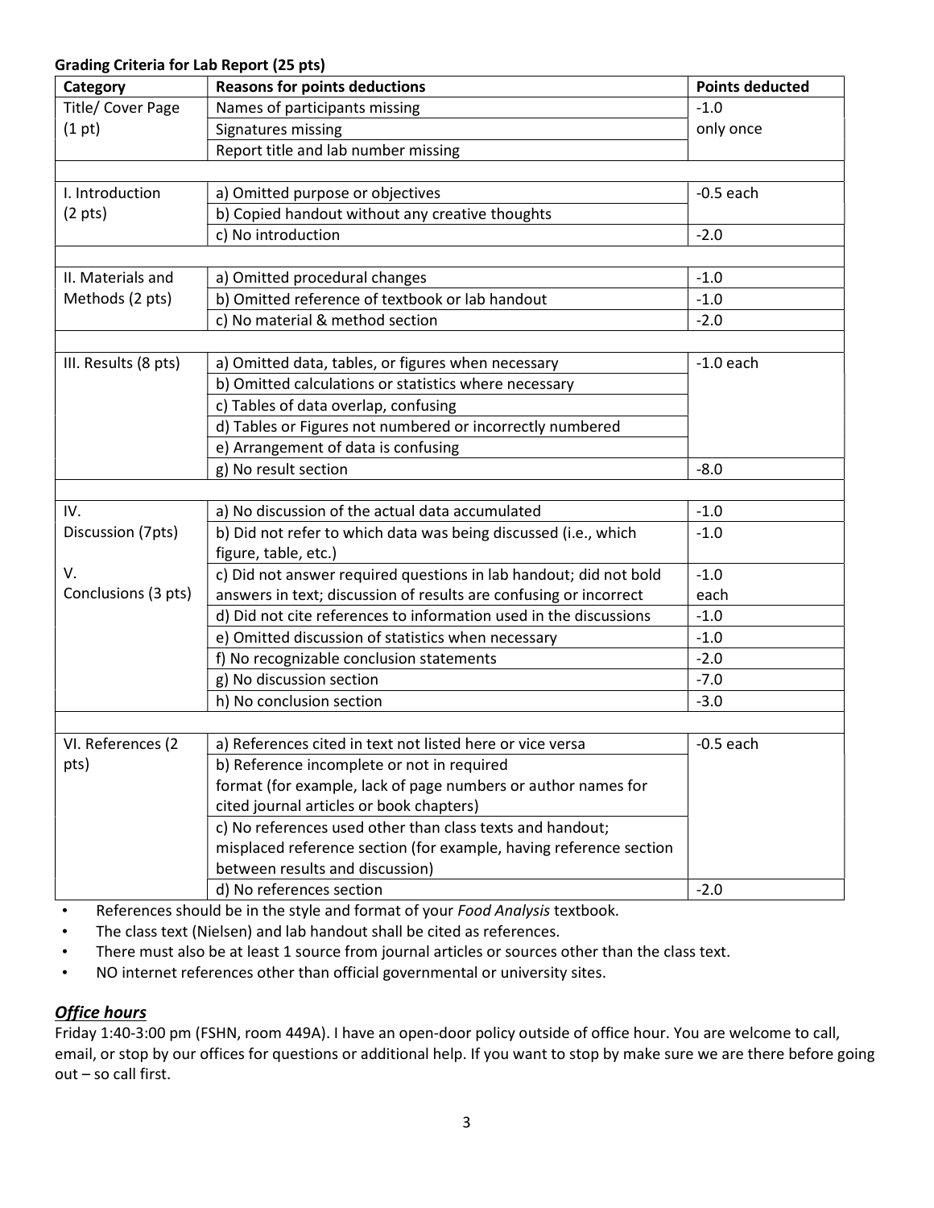**Grading Criteria for Lab Report (25 pts)**

| Category | Reasons for points deductions | Points deducted |
|---|---|---|
| Title/ Cover Page (1 pt) | Names of participants missing | -1.0 only once |
| | Signatures missing | |
| | Report title and lab number missing | |
| | | |
| I. Introduction (2 pts) | a) Omitted purpose or objectives | -0.5 each |
| | b) Copied handout without any creative thoughts | |
| | c) No introduction | -2.0 |
| | | |
| II. Materials and Methods (2 pts) | a) Omitted procedural changes | -1.0 |
| | b) Omitted reference of textbook or lab handout | -1.0 |
| | c) No material & method section | -2.0 |
| | | |
| III. Results (8 pts) | a) Omitted data, tables, or figures when necessary | -1.0 each |
| | b) Omitted calculations or statistics where necessary | |
| | c) Tables of data overlap, confusing | |
| | d) Tables or Figures not numbered or incorrectly numbered | |
| | e) Arrangement of data is confusing | |
| | g) No result section | -8.0 |
| | | |
| IV. Discussion (7pts) V. Conclusions (3 pts) | a) No discussion of the actual data accumulated | -1.0 |
| | b) Did not refer to which data was being discussed (i.e., which figure, table, etc.) | -1.0 |
| | c) Did not answer required questions in lab handout; did not bold answers in text; discussion of results are confusing or incorrect | -1.0 each |
| | d) Did not cite references to information used in the discussions | -1.0 |
| | e) Omitted discussion of statistics when necessary | -1.0 |
| | f) No recognizable conclusion statements | -2.0 |
| | g) No discussion section | -7.0 |
| | h) No conclusion section | -3.0 |
| | | |
| VI. References (2 pts) | a) References cited in text not listed here or vice versa | -0.5 each |
| | b) Reference incomplete or not in required format (for example, lack of page numbers or author names for cited journal articles or book chapters) | |
| | c) No references used other than class texts and handout; misplaced reference section (for example, having reference section between results and discussion) | |
| | d) No references section | -2.0 |

- References should be in the style and format of your *Food Analysis* textbook.
- The class text (Nielsen) and lab handout shall be cited as references.
- There must also be at least 1 source from journal articles or sources other than the class text.
- NO internet references other than official governmental or university sites.

## ***Office hours***

Friday 1:40-3:00 pm (FSHN, room 449A). I have an open-door policy outside of office hour. You are welcome to call, email, or stop by our offices for questions or additional help. If you want to stop by make sure we are there before going out – so call first.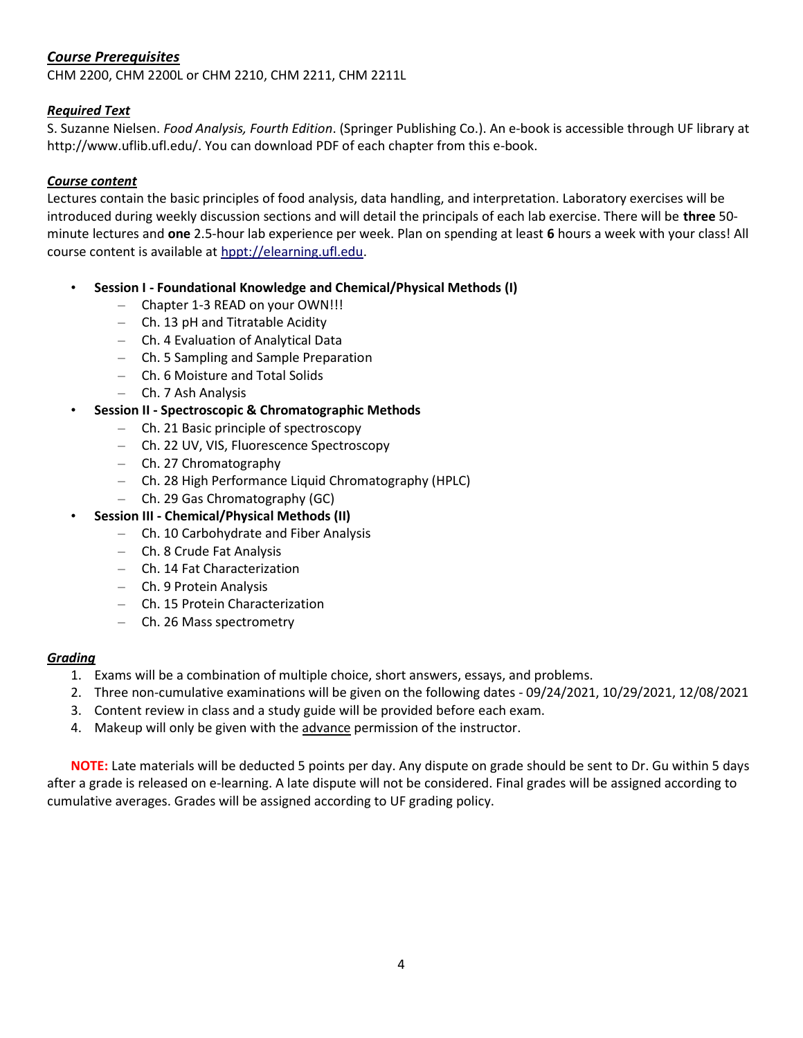### *Course Prerequisites*

CHM 2200, CHM 2200L or CHM 2210, CHM 2211, CHM 2211L

### *Required Text*

S. Suzanne Nielsen. *Food Analysis, Fourth Edition*. (Springer Publishing Co.). An e-book is accessible through UF library at http://www.uflib.ufl.edu/. You can download PDF of each chapter from this e-book.

### *Course content*

Lectures contain the basic principles of food analysis, data handling, and interpretation. Laboratory exercises will be introduced during weekly discussion sections and will detail the principals of each lab exercise. There will be **three** 50-minute lectures and **one** 2.5-hour lab experience per week. Plan on spending at least **6** hours a week with your class! All course content is available at hppt://elearning.ufl.edu.

- **Session I - Foundational Knowledge and Chemical/Physical Methods (I)**
  - Chapter 1-3 READ on your OWN!!!
  - Ch. 13 pH and Titratable Acidity
  - Ch. 4 Evaluation of Analytical Data
  - Ch. 5 Sampling and Sample Preparation
  - Ch. 6 Moisture and Total Solids
  - Ch. 7 Ash Analysis
- **Session II - Spectroscopic & Chromatographic Methods**
  - Ch. 21 Basic principle of spectroscopy
  - Ch. 22 UV, VIS, Fluorescence Spectroscopy
  - Ch. 27 Chromatography
  - Ch. 28 High Performance Liquid Chromatography (HPLC)
  - Ch. 29 Gas Chromatography (GC)
- **Session III - Chemical/Physical Methods (II)**
  - Ch. 10 Carbohydrate and Fiber Analysis
  - Ch. 8 Crude Fat Analysis
  - Ch. 14 Fat Characterization
  - Ch. 9 Protein Analysis
  - Ch. 15 Protein Characterization
  - Ch. 26 Mass spectrometry

### *Grading*

1. Exams will be a combination of multiple choice, short answers, essays, and problems.
2. Three non-cumulative examinations will be given on the following dates - 09/24/2021, 10/29/2021, 12/08/2021
3. Content review in class and a study guide will be provided before each exam.
4. Makeup will only be given with the advance permission of the instructor.

**NOTE:** Late materials will be deducted 5 points per day. Any dispute on grade should be sent to Dr. Gu within 5 days after a grade is released on e-learning. A late dispute will not be considered. Final grades will be assigned according to cumulative averages. Grades will be assigned according to UF grading policy.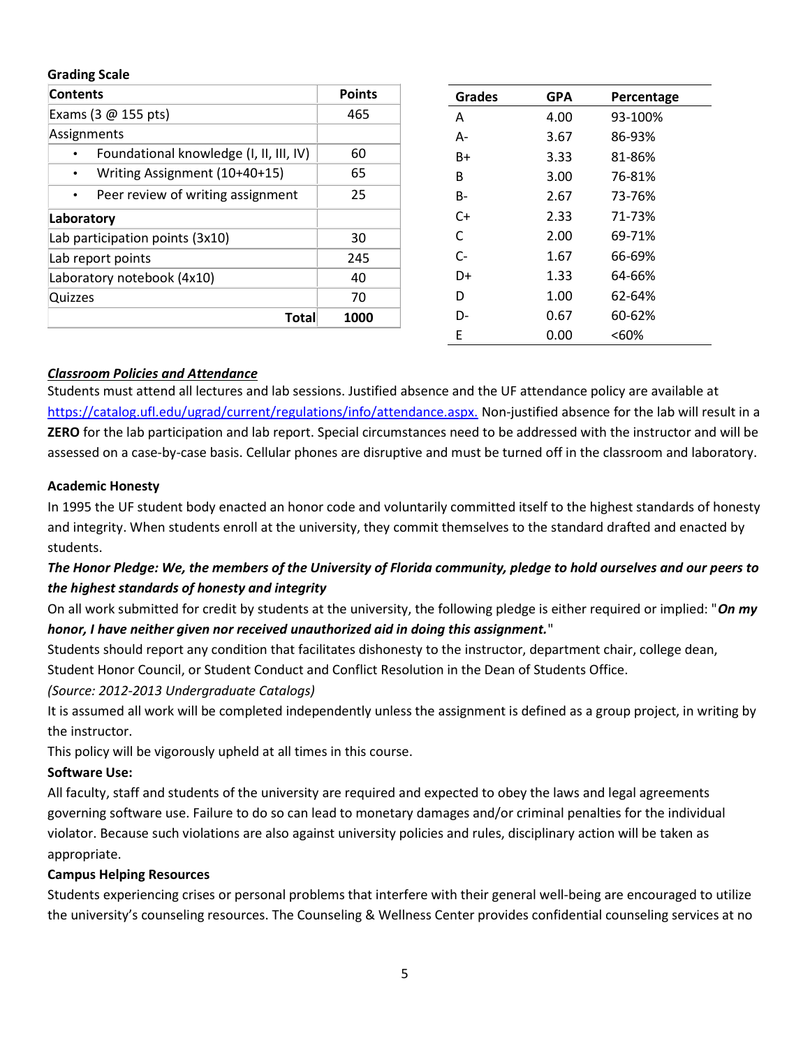**Grading Scale**

| Contents | Points |
| --- | --- |
| Exams (3 @ 155 pts) | 465 |
| Assignments | |
| • Foundational knowledge (I, II, III, IV) | 60 |
| • Writing Assignment (10+40+15) | 65 |
| • Peer review of writing assignment | 25 |
| **Laboratory** | |
| Lab participation points (3x10) | 30 |
| Lab report points | 245 |
| Laboratory notebook (4x10) | 40 |
| Quizzes | 70 |
| **Total** | **1000** |

| Grades | GPA | Percentage |
| --- | --- | --- |
| A | 4.00 | 93-100% |
| A- | 3.67 | 86-93% |
| B+ | 3.33 | 81-86% |
| B | 3.00 | 76-81% |
| B- | 2.67 | 73-76% |
| C+ | 2.33 | 71-73% |
| C | 2.00 | 69-71% |
| C- | 1.67 | 66-69% |
| D+ | 1.33 | 64-66% |
| D | 1.00 | 62-64% |
| D- | 0.67 | 60-62% |
| E | 0.00 | <60% |

***Classroom Policies and Attendance***

Students must attend all lectures and lab sessions. Justified absence and the UF attendance policy are available at https://catalog.ufl.edu/ugrad/current/regulations/info/attendance.aspx. Non-justified absence for the lab will result in a **ZERO** for the lab participation and lab report. Special circumstances need to be addressed with the instructor and will be assessed on a case-by-case basis. Cellular phones are disruptive and must be turned off in the classroom and laboratory.

**Academic Honesty**

In 1995 the UF student body enacted an honor code and voluntarily committed itself to the highest standards of honesty and integrity. When students enroll at the university, they commit themselves to the standard drafted and enacted by students.

***The Honor Pledge: We, the members of the University of Florida community, pledge to hold ourselves and our peers to the highest standards of honesty and integrity***

On all work submitted for credit by students at the university, the following pledge is either required or implied: "***On my honor, I have neither given nor received unauthorized aid in doing this assignment.***"

Students should report any condition that facilitates dishonesty to the instructor, department chair, college dean, Student Honor Council, or Student Conduct and Conflict Resolution in the Dean of Students Office.

*(Source: 2012-2013 Undergraduate Catalogs)*

It is assumed all work will be completed independently unless the assignment is defined as a group project, in writing by the instructor.

This policy will be vigorously upheld at all times in this course.

**Software Use:**

All faculty, staff and students of the university are required and expected to obey the laws and legal agreements governing software use. Failure to do so can lead to monetary damages and/or criminal penalties for the individual violator. Because such violations are also against university policies and rules, disciplinary action will be taken as appropriate.

**Campus Helping Resources**

Students experiencing crises or personal problems that interfere with their general well-being are encouraged to utilize the university's counseling resources. The Counseling & Wellness Center provides confidential counseling services at no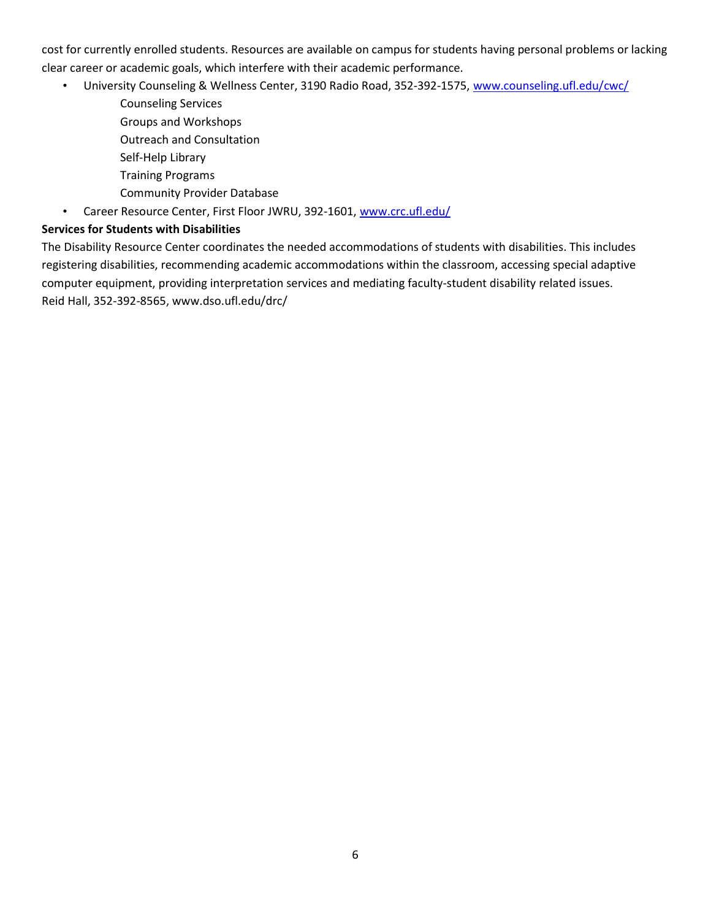cost for currently enrolled students. Resources are available on campus for students having personal problems or lacking clear career or academic goals, which interfere with their academic performance.

- University Counseling & Wellness Center, 3190 Radio Road, 352-392-1575, [www.counseling.ufl.edu/cwc/](www.counseling.ufl.edu/cwc/)
  - Counseling Services
  - Groups and Workshops
  - Outreach and Consultation
  - Self-Help Library
  - Training Programs
  - Community Provider Database
- Career Resource Center, First Floor JWRU, 392-1601, [www.crc.ufl.edu/](www.crc.ufl.edu/)

**Services for Students with Disabilities**

The Disability Resource Center coordinates the needed accommodations of students with disabilities. This includes registering disabilities, recommending academic accommodations within the classroom, accessing special adaptive computer equipment, providing interpretation services and mediating faculty-student disability related issues.
Reid Hall, 352-392-8565, www.dso.ufl.edu/drc/